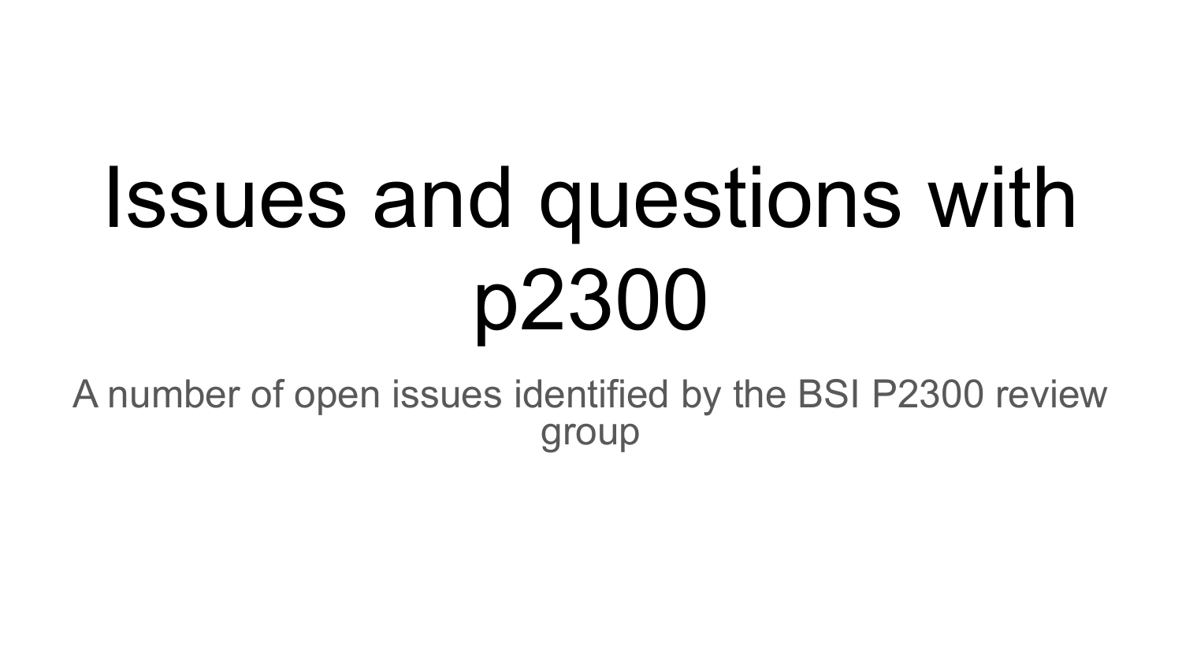# Issues and questions with p2300

A number of open issues identified by the BSI P2300 review group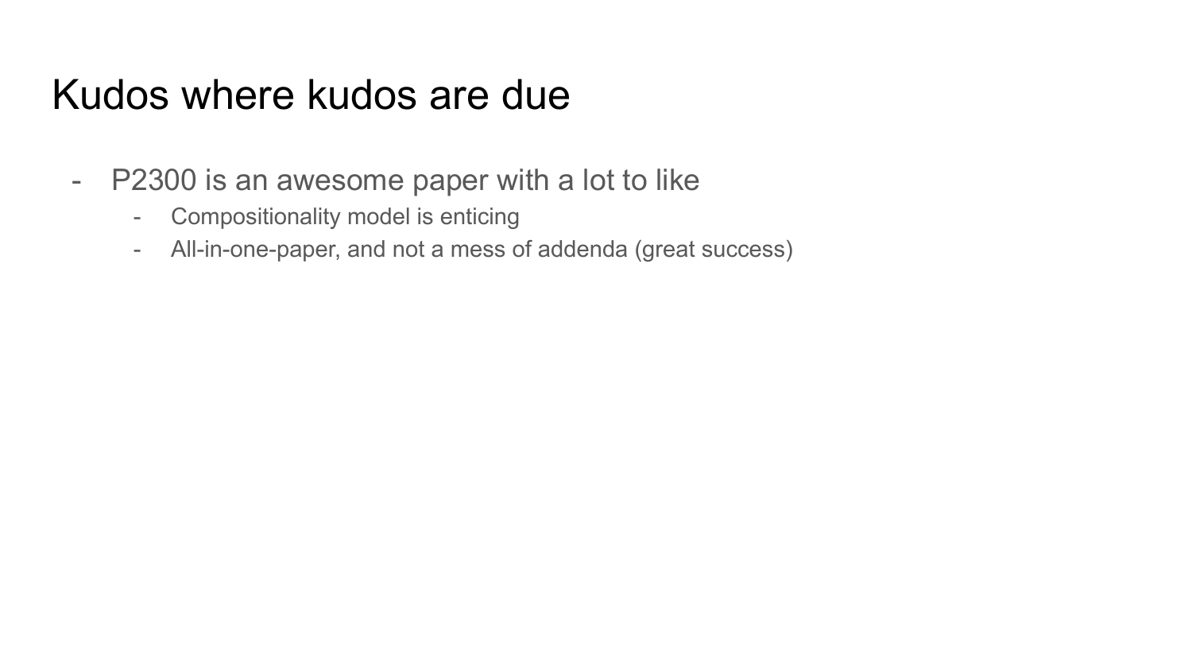# Kudos where kudos are due

- P2300 is an awesome paper with a lot to like
  - Compositionality model is enticing
  - All-in-one-paper, and not a mess of addenda (great success)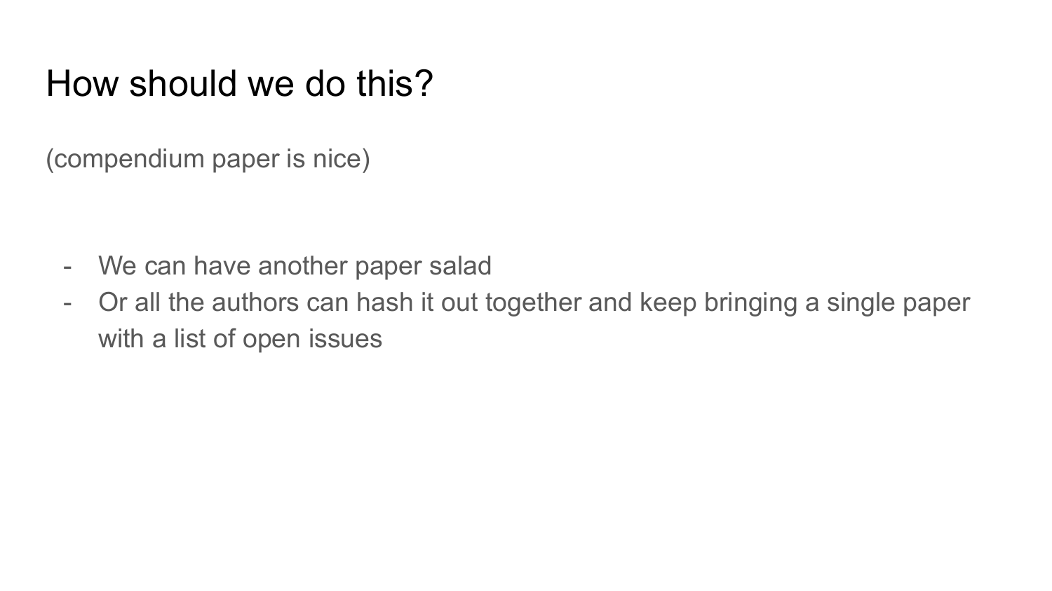# How should we do this?

(compendium paper is nice)

- We can have another paper salad
- Or all the authors can hash it out together and keep bringing a single paper with a list of open issues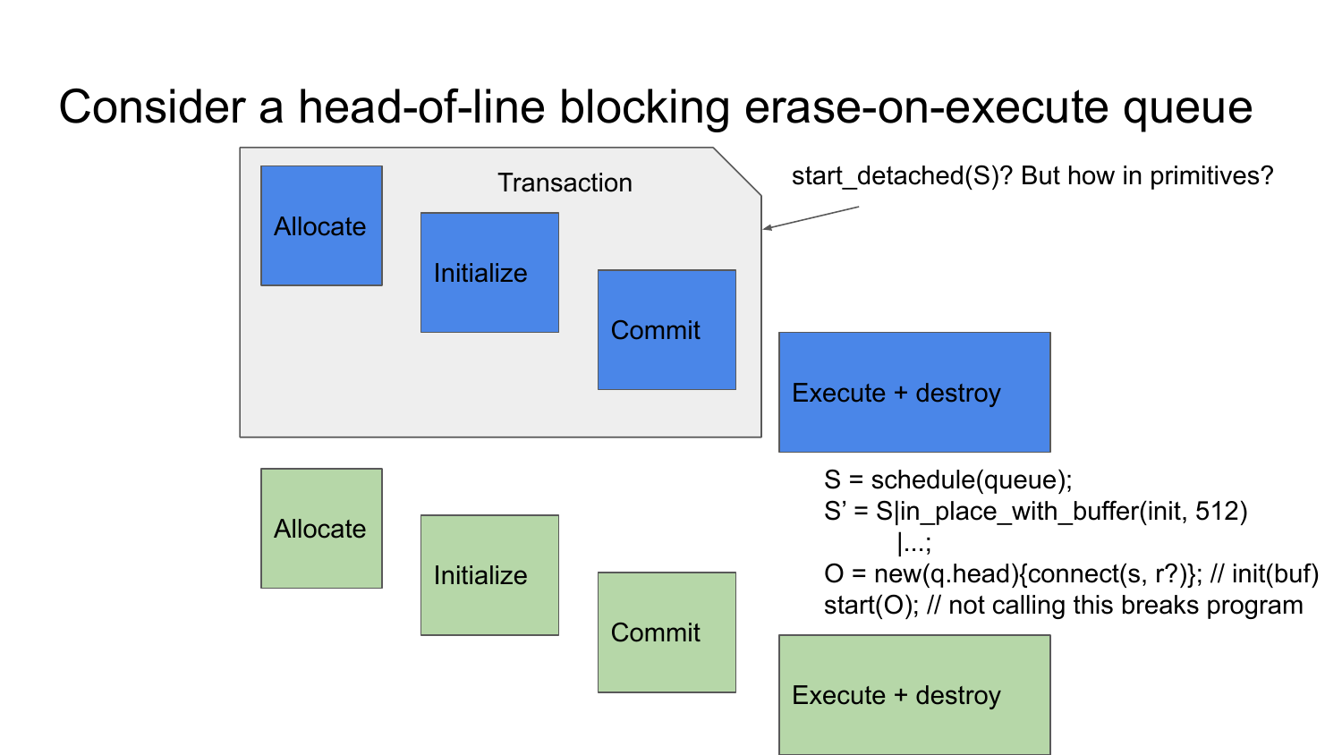# Consider a head-of-line blocking erase-on-execute queue

Transaction

Allocate

Initialize

Commit

Execute + destroy

start_detached(S)? But how in primitives?

Allocate

Initialize

Commit

Execute + destroy

```
S = schedule(queue);
S' = S|in_place_with_buffer(init, 512)
       |...;
O = new(q.head){connect(s, r?)}; // init(buf)
start(O); // not calling this breaks program
```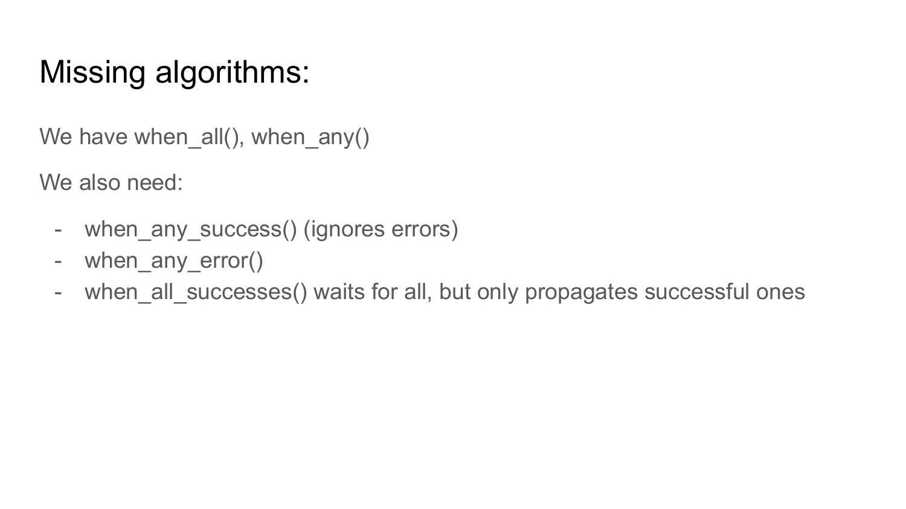# Missing algorithms:

We have when_all(), when_any()

We also need:

- when_any_success() (ignores errors)
- when_any_error()
- when_all_successes() waits for all, but only propagates successful ones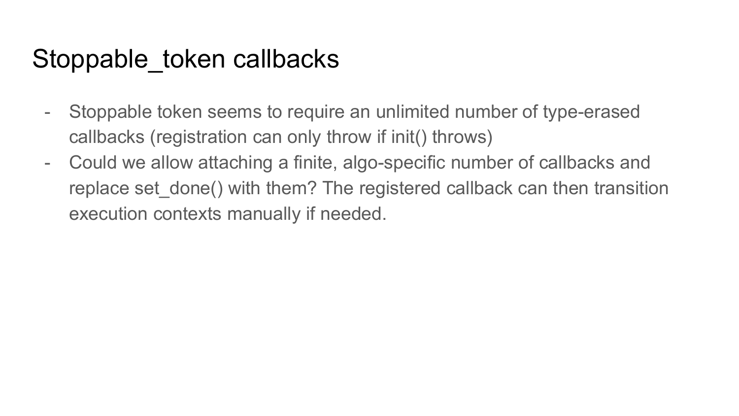# Stoppable_token callbacks

- Stoppable token seems to require an unlimited number of type-erased callbacks (registration can only throw if init() throws)
- Could we allow attaching a finite, algo-specific number of callbacks and replace set_done() with them? The registered callback can then transition execution contexts manually if needed.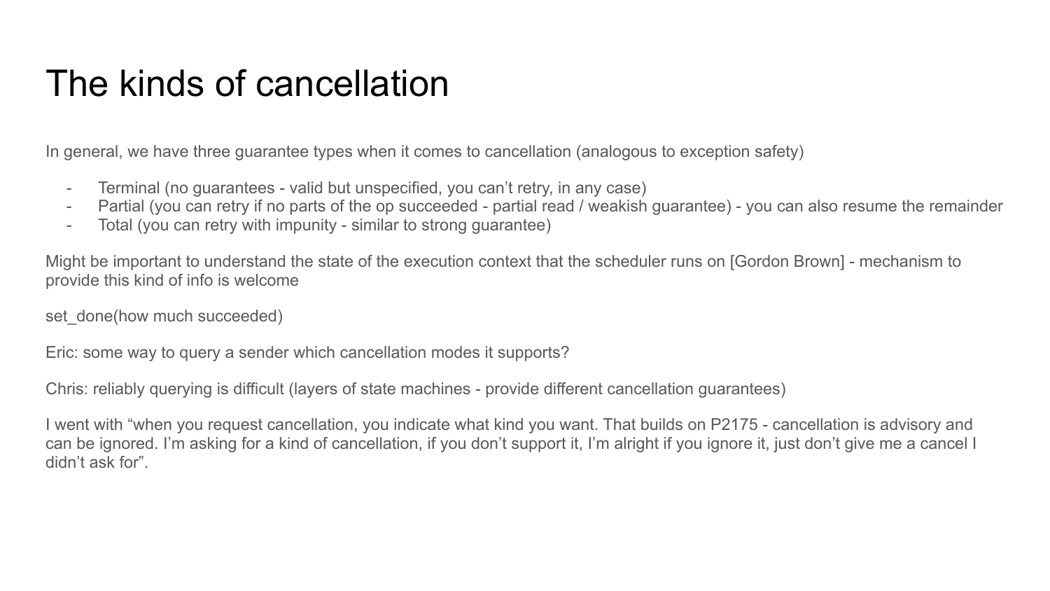# The kinds of cancellation

In general, we have three guarantee types when it comes to cancellation (analogous to exception safety)

- Terminal (no guarantees - valid but unspecified, you can't retry, in any case)
- Partial (you can retry if no parts of the op succeeded - partial read / weakish guarantee) - you can also resume the remainder
- Total (you can retry with impunity - similar to strong guarantee)

Might be important to understand the state of the execution context that the scheduler runs on [Gordon Brown] - mechanism to provide this kind of info is welcome

set_done(how much succeeded)

Eric: some way to query a sender which cancellation modes it supports?

Chris: reliably querying is difficult (layers of state machines - provide different cancellation guarantees)

I went with "when you request cancellation, you indicate what kind you want. That builds on P2175 - cancellation is advisory and can be ignored. I'm asking for a kind of cancellation, if you don't support it, I'm alright if you ignore it, just don't give me a cancel I didn't ask for".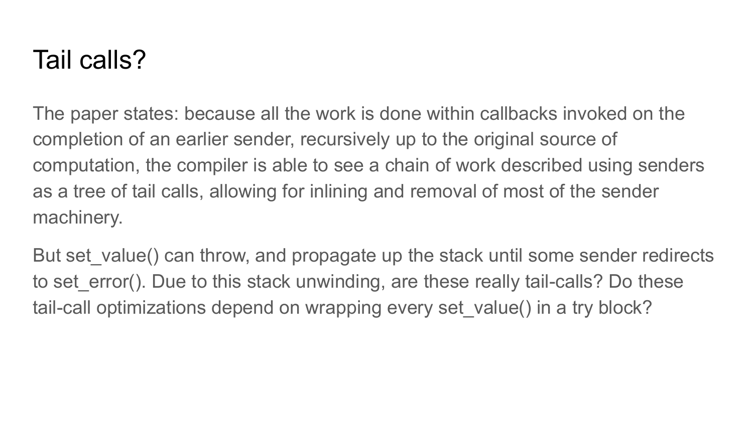# Tail calls?

The paper states: because all the work is done within callbacks invoked on the completion of an earlier sender, recursively up to the original source of computation, the compiler is able to see a chain of work described using senders as a tree of tail calls, allowing for inlining and removal of most of the sender machinery.

But set_value() can throw, and propagate up the stack until some sender redirects to set_error(). Due to this stack unwinding, are these really tail-calls? Do these tail-call optimizations depend on wrapping every set_value() in a try block?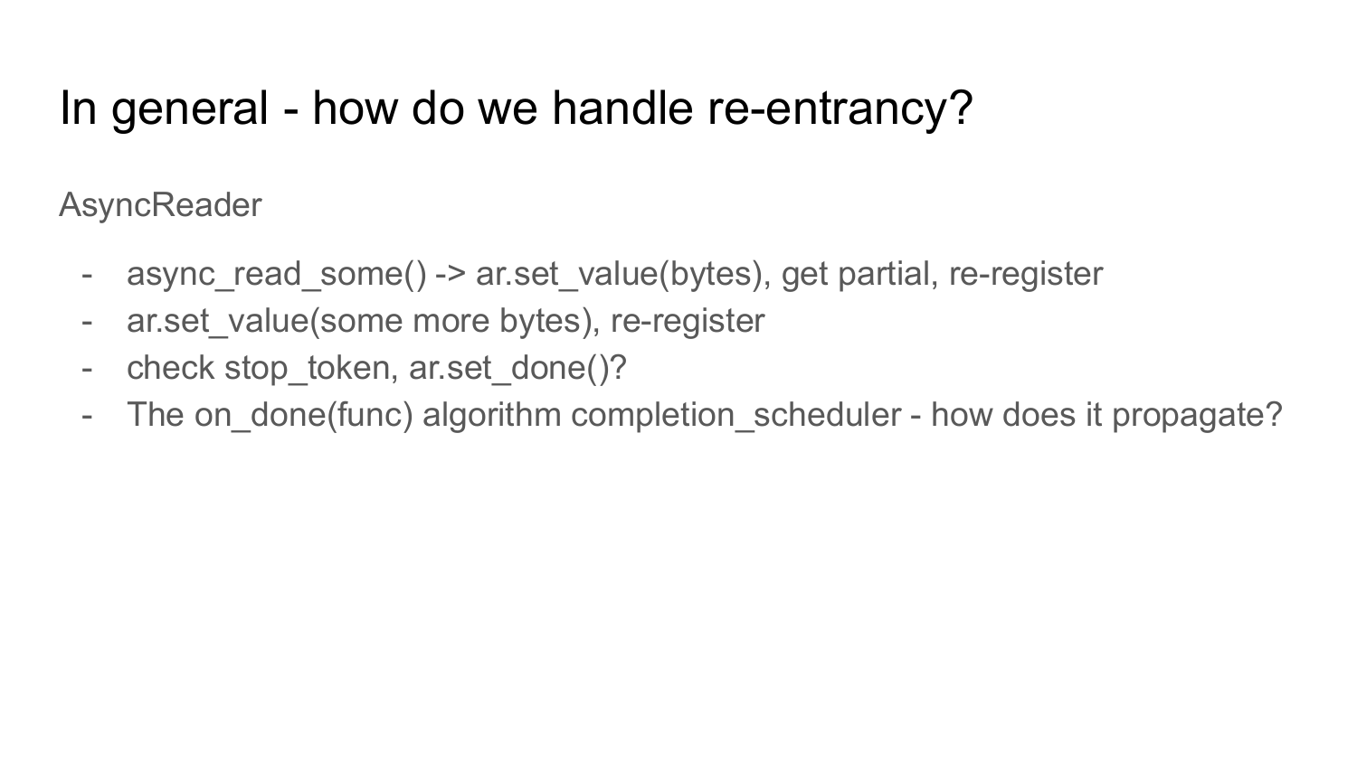# In general - how do we handle re-entrancy?

AsyncReader

- async_read_some() -> ar.set_value(bytes), get partial, re-register
- ar.set_value(some more bytes), re-register
- check stop_token, ar.set_done()?
- The on_done(func) algorithm completion_scheduler - how does it propagate?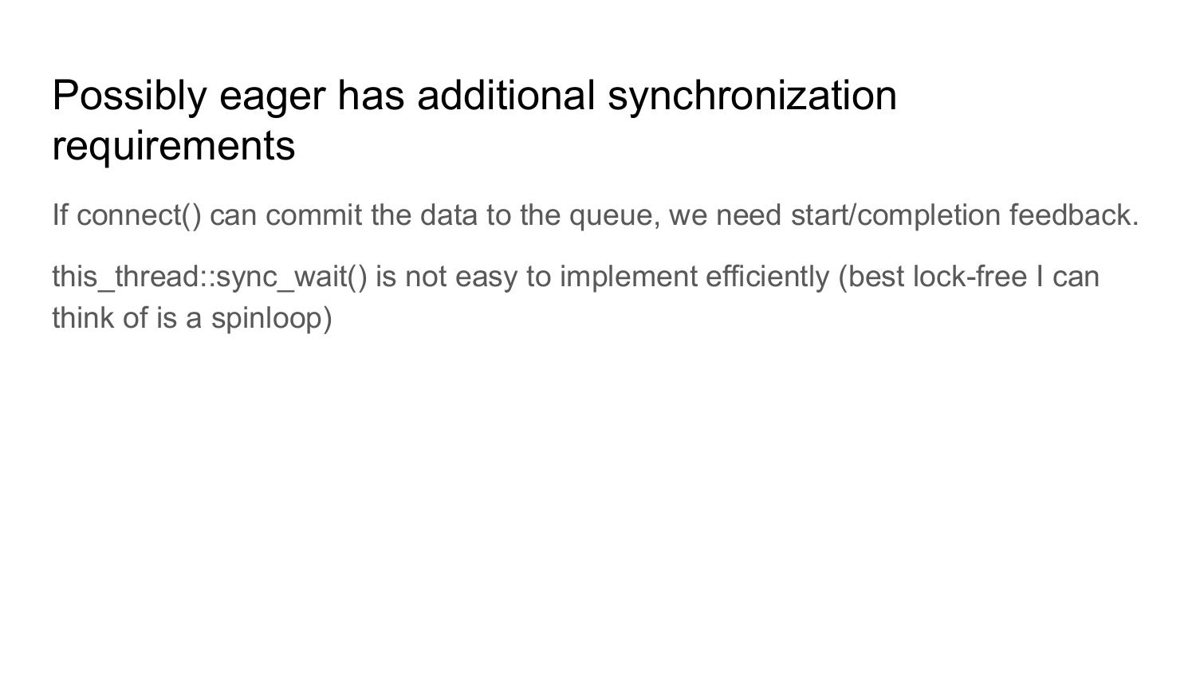# Possibly eager has additional synchronization requirements

If connect() can commit the data to the queue, we need start/completion feedback.

this_thread::sync_wait() is not easy to implement efficiently (best lock-free I can think of is a spinloop)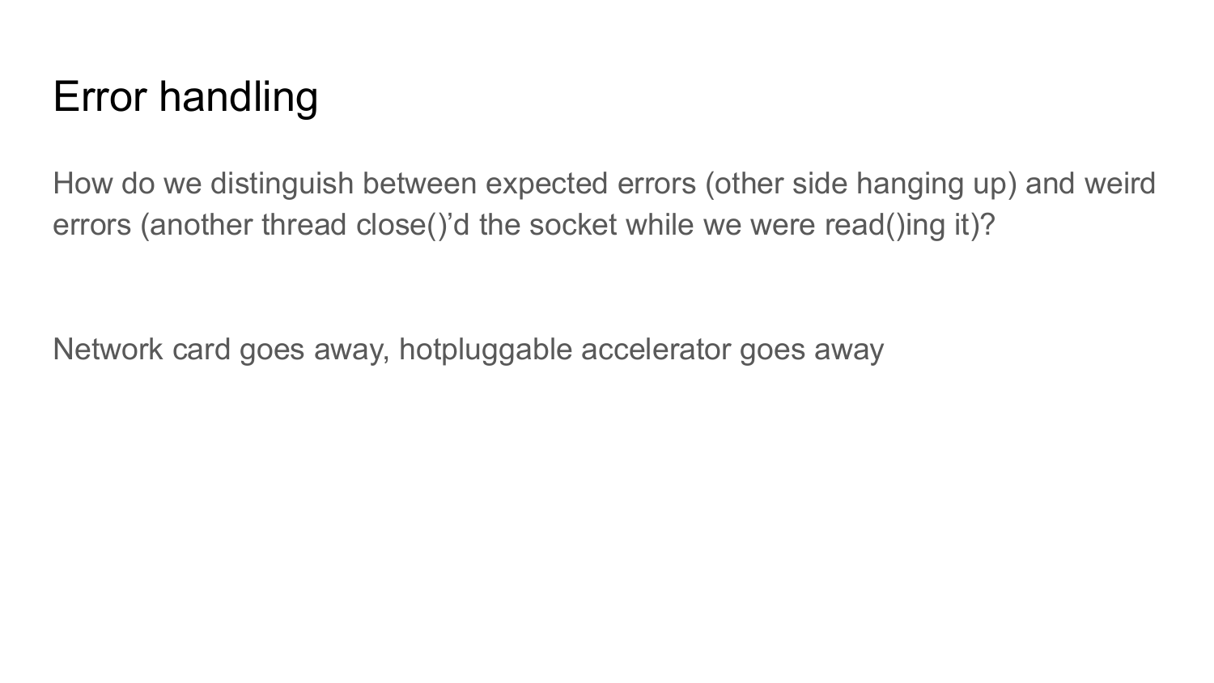# Error handling

How do we distinguish between expected errors (other side hanging up) and weird errors (another thread close()'d the socket while we were read()ing it)?

Network card goes away, hotpluggable accelerator goes away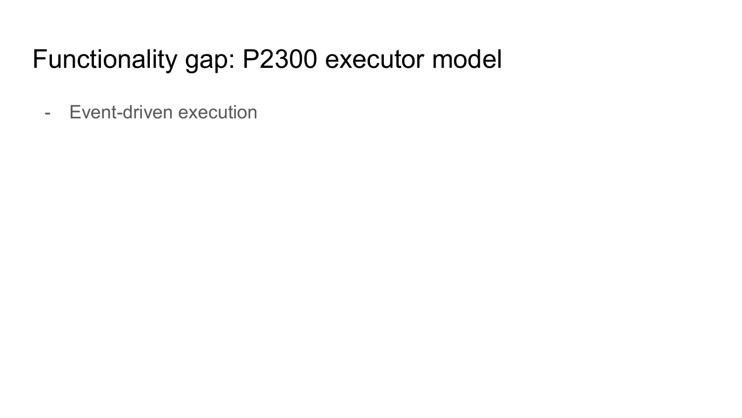# Functionality gap: P2300 executor model

- Event-driven execution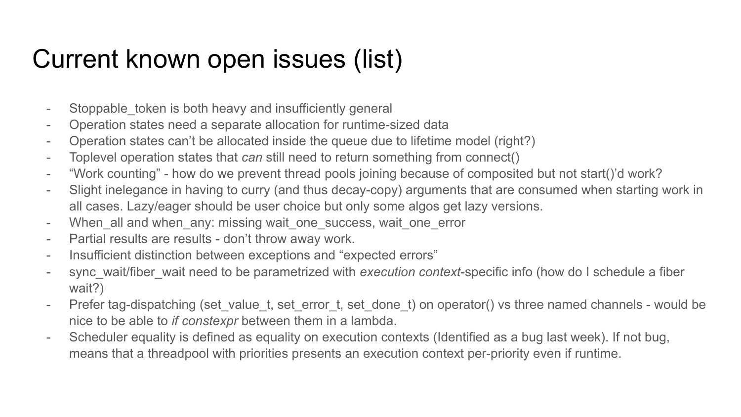# Current known open issues (list)

- Stoppable_token is both heavy and insufficiently general
- Operation states need a separate allocation for runtime-sized data
- Operation states can't be allocated inside the queue due to lifetime model (right?)
- Toplevel operation states that *can* still need to return something from connect()
- "Work counting" - how do we prevent thread pools joining because of composited but not start()'d work?
- Slight inelegance in having to curry (and thus decay-copy) arguments that are consumed when starting work in all cases. Lazy/eager should be user choice but only some algos get lazy versions.
- When_all and when_any: missing wait_one_success, wait_one_error
- Partial results are results - don't throw away work.
- Insufficient distinction between exceptions and "expected errors"
- sync_wait/fiber_wait need to be parametrized with *execution context*-specific info (how do I schedule a fiber wait?)
- Prefer tag-dispatching (set_value_t, set_error_t, set_done_t) on operator() vs three named channels - would be nice to be able to *if constexpr* between them in a lambda.
- Scheduler equality is defined as equality on execution contexts (Identified as a bug last week). If not bug, means that a threadpool with priorities presents an execution context per-priority even if runtime.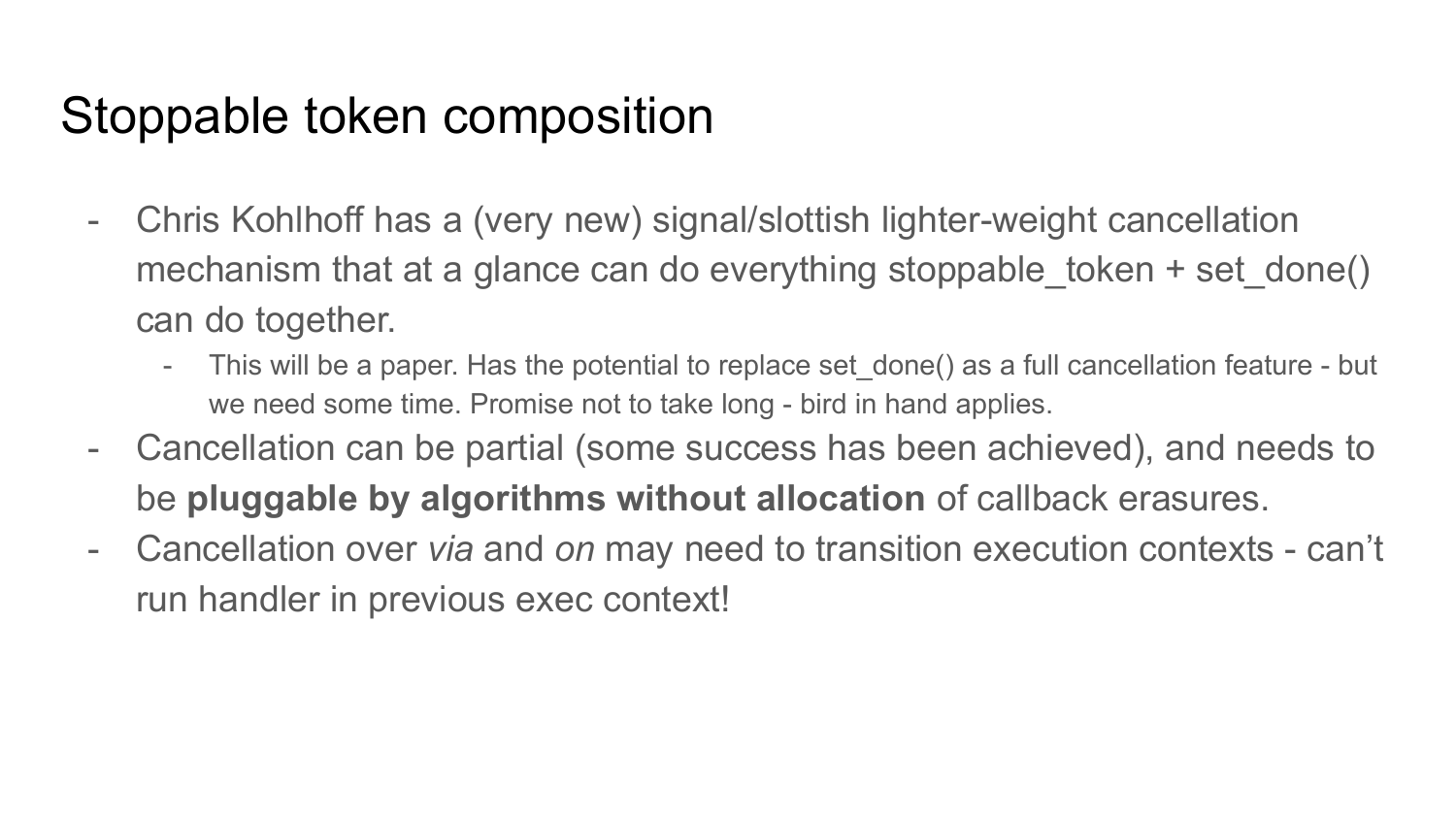# Stoppable token composition

- Chris Kohlhoff has a (very new) signal/slottish lighter-weight cancellation mechanism that at a glance can do everything stoppable_token + set_done() can do together.
  - This will be a paper. Has the potential to replace set_done() as a full cancellation feature - but we need some time. Promise not to take long - bird in hand applies.
- Cancellation can be partial (some success has been achieved), and needs to be **pluggable by algorithms without allocation** of callback erasures.
- Cancellation over *via* and *on* may need to transition execution contexts - can't run handler in previous exec context!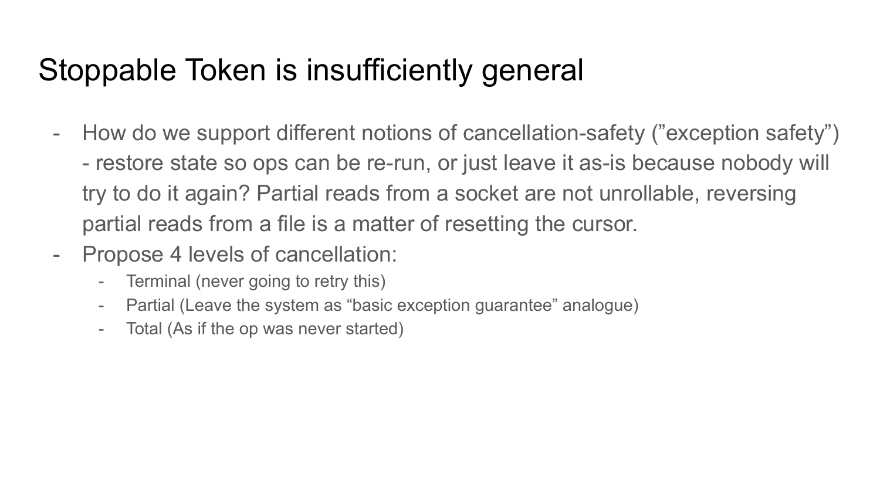# Stoppable Token is insufficiently general

- How do we support different notions of cancellation-safety (”exception safety”) - restore state so ops can be re-run, or just leave it as-is because nobody will try to do it again? Partial reads from a socket are not unrollable, reversing partial reads from a file is a matter of resetting the cursor.
- Propose 4 levels of cancellation:
  - Terminal (never going to retry this)
  - Partial (Leave the system as “basic exception guarantee” analogue)
  - Total (As if the op was never started)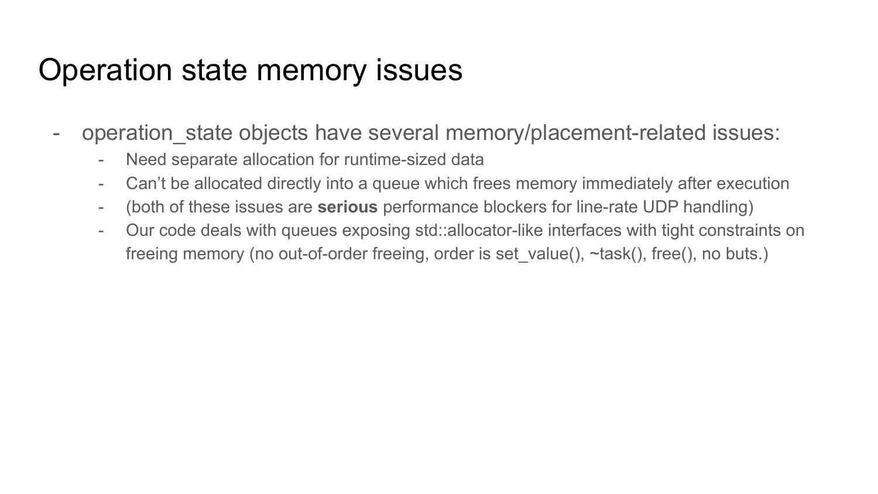# Operation state memory issues

- operation_state objects have several memory/placement-related issues:
  - Need separate allocation for runtime-sized data
  - Can’t be allocated directly into a queue which frees memory immediately after execution
  - (both of these issues are **serious** performance blockers for line-rate UDP handling)
  - Our code deals with queues exposing std::allocator-like interfaces with tight constraints on freeing memory (no out-of-order freeing, order is set_value(), ~task(), free(), no buts.)